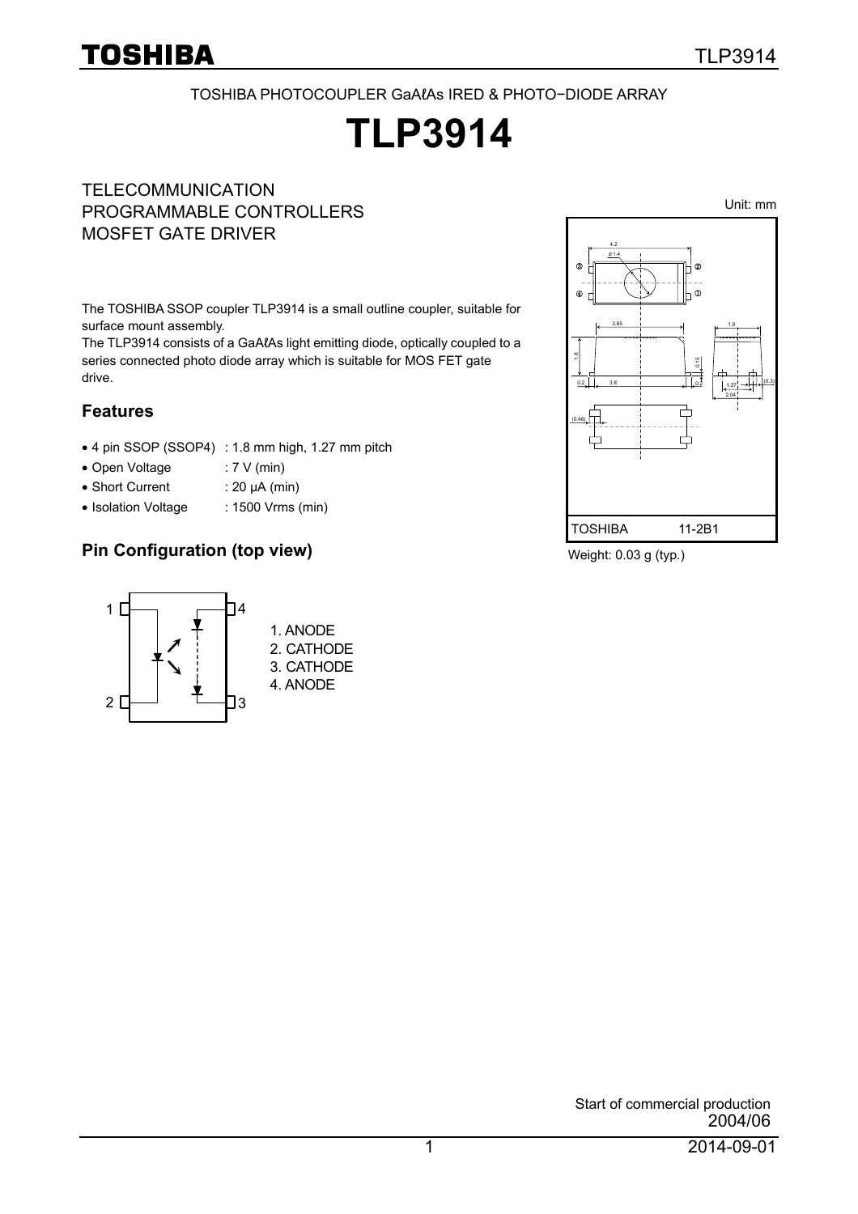TOSHIBA PHOTOCOUPLER GaAℓAs IRED & PHOTO−DIODE ARRAY

# TLP3914

TELECOMMUNICATION
PROGRAMMABLE CONTROLLERS
MOSFET GATE DRIVER

The TOSHIBA SSOP coupler TLP3914 is a small outline coupler, suitable for surface mount assembly.
The TLP3914 consists of a GaAℓAs light emitting diode, optically coupled to a series connected photo diode array which is suitable for MOS FET gate drive.

## Features

- 4 pin SSOP (SSOP4) : 1.8 mm high, 1.27 mm pitch
- Open Voltage : 7 V (min)
- Short Current : 20 μA (min)
- Isolation Voltage : 1500 Vrms (min)

Unit: mm

TOSHIBA 11-2B1

Weight: 0.03 g (typ.)

## Pin Configuration (top view)

1. ANODE
2. CATHODE
3. CATHODE
4. ANODE

Start of commercial production
2004/06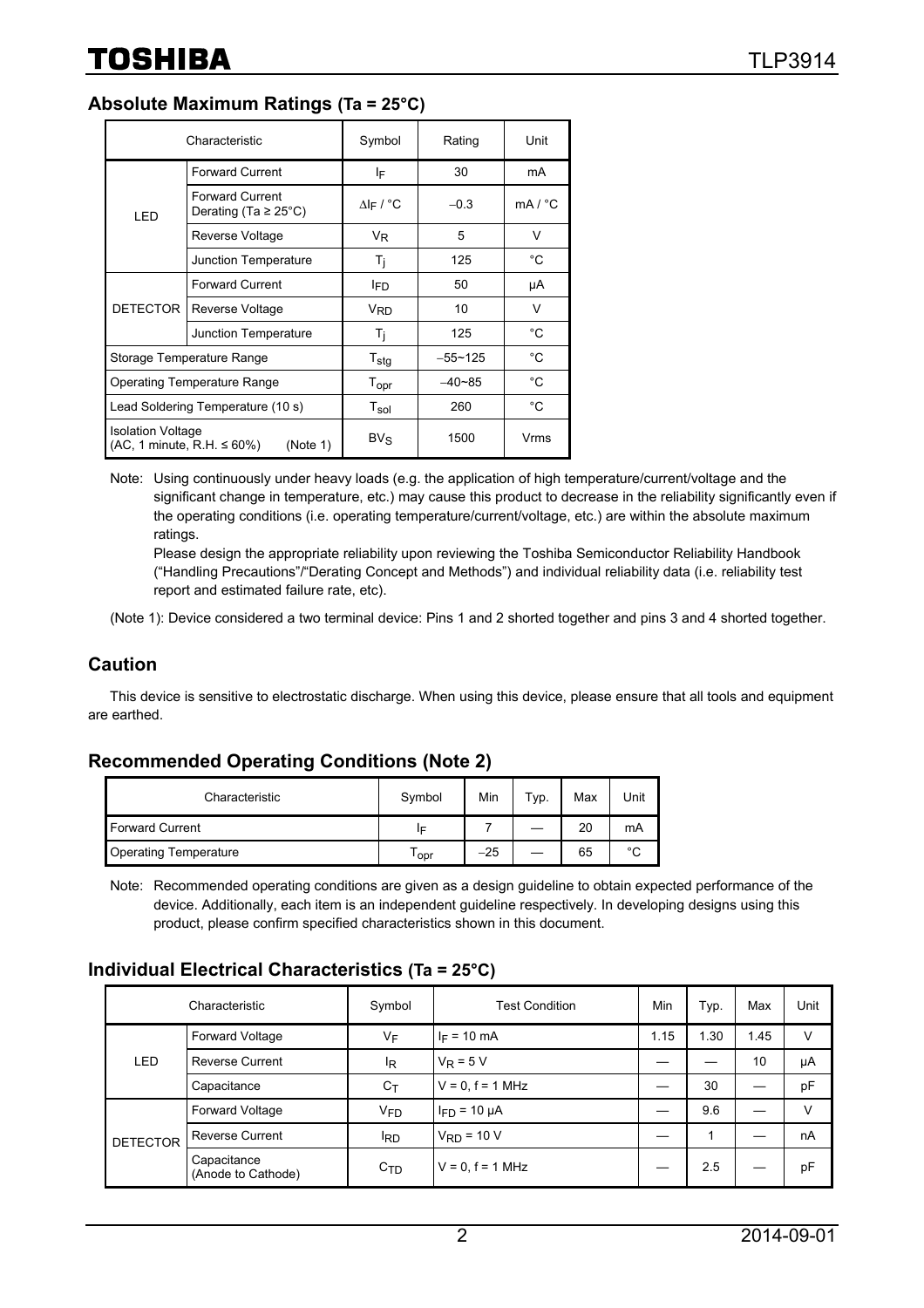## Absolute Maximum Ratings (Ta = 25°C)

| Characteristic | | Symbol | Rating | Unit |
|---|---|---|---|---|
| LED | Forward Current | $I_F$ | 30 | mA |
| | Forward Current Derating (Ta ≥ 25°C) | $\Delta I_F$ / °C | −0.3 | mA / °C |
| | Reverse Voltage | $V_R$ | 5 | V |
| | Junction Temperature | $T_j$ | 125 | °C |
| DETECTOR | Forward Current | $I_{FD}$ | 50 | μA |
| | Reverse Voltage | $V_{RD}$ | 10 | V |
| | Junction Temperature | $T_j$ | 125 | °C |
| Storage Temperature Range | | $T_{stg}$ | −55~125 | °C |
| Operating Temperature Range | | $T_{opr}$ | −40~85 | °C |
| Lead Soldering Temperature (10 s) | | $T_{sol}$ | 260 | °C |
| Isolation Voltage (AC, 1 minute, R.H. ≤ 60%) (Note 1) | | $BV_S$ | 1500 | Vrms |

Note: Using continuously under heavy loads (e.g. the application of high temperature/current/voltage and the significant change in temperature, etc.) may cause this product to decrease in the reliability significantly even if the operating conditions (i.e. operating temperature/current/voltage, etc.) are within the absolute maximum ratings.
Please design the appropriate reliability upon reviewing the Toshiba Semiconductor Reliability Handbook ("Handling Precautions"/"Derating Concept and Methods") and individual reliability data (i.e. reliability test report and estimated failure rate, etc).

(Note 1): Device considered a two terminal device: Pins 1 and 2 shorted together and pins 3 and 4 shorted together.

## Caution

This device is sensitive to electrostatic discharge. When using this device, please ensure that all tools and equipment are earthed.

## Recommended Operating Conditions (Note 2)

| Characteristic | Symbol | Min | Typ. | Max | Unit |
|---|---|---|---|---|---|
| Forward Current | $I_F$ | 7 | — | 20 | mA |
| Operating Temperature | $T_{opr}$ | −25 | — | 65 | °C |

Note: Recommended operating conditions are given as a design guideline to obtain expected performance of the device. Additionally, each item is an independent guideline respectively. In developing designs using this product, please confirm specified characteristics shown in this document.

## Individual Electrical Characteristics (Ta = 25°C)

| Characteristic | | Symbol | Test Condition | Min | Typ. | Max | Unit |
|---|---|---|---|---|---|---|---|
| LED | Forward Voltage | $V_F$ | $I_F$ = 10 mA | 1.15 | 1.30 | 1.45 | V |
| | Reverse Current | $I_R$ | $V_R$ = 5 V | — | — | 10 | μA |
| | Capacitance | $C_T$ | V = 0, f = 1 MHz | — | 30 | — | pF |
| DETECTOR | Forward Voltage | $V_{FD}$ | $I_{FD}$ = 10 μA | — | 9.6 | — | V |
| | Reverse Current | $I_{RD}$ | $V_{RD}$ = 10 V | — | 1 | — | nA |
| | Capacitance (Anode to Cathode) | $C_{TD}$ | V = 0, f = 1 MHz | — | 2.5 | — | pF |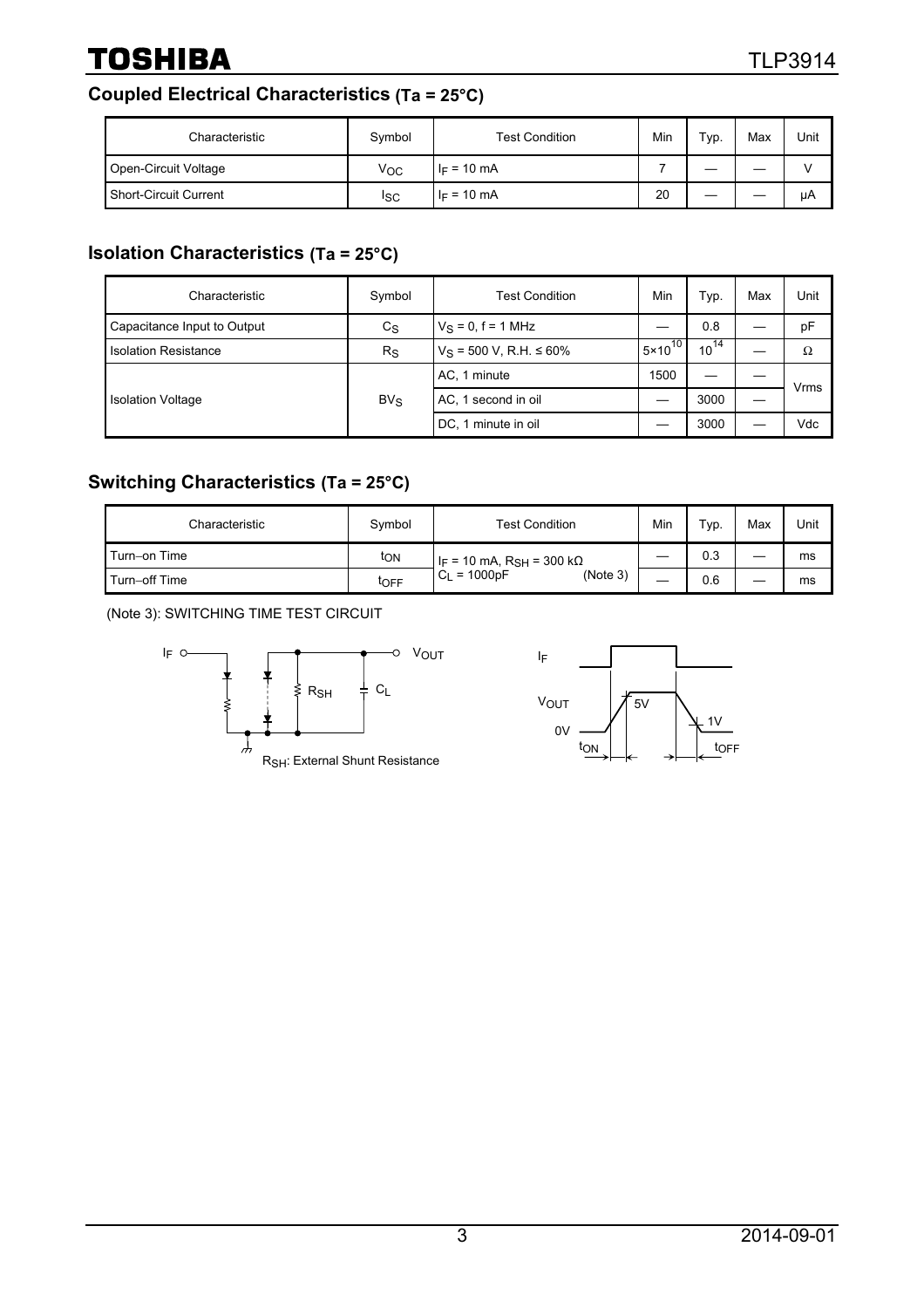## Coupled Electrical Characteristics (Ta = 25°C)

| Characteristic | Symbol | Test Condition | Min | Typ. | Max | Unit |
|---|---|---|---|---|---|---|
| Open-Circuit Voltage | $V_{OC}$ | $I_F$ = 10 mA | 7 | — | — | V |
| Short-Circuit Current | $I_{SC}$ | $I_F$ = 10 mA | 20 | — | — | μA |

## Isolation Characteristics (Ta = 25°C)

| Characteristic | Symbol | Test Condition | Min | Typ. | Max | Unit |
|---|---|---|---|---|---|---|
| Capacitance Input to Output | $C_S$ | $V_S$ = 0, f = 1 MHz | — | 0.8 | — | pF |
| Isolation Resistance | $R_S$ | $V_S$ = 500 V, R.H. ≤ 60% | $5\times10^{10}$ | $10^{14}$ | — | Ω |
| Isolation Voltage | $BV_S$ | AC, 1 minute | 1500 | — | — | Vrms |
| | | AC, 1 second in oil | — | 3000 | — | |
| | | DC, 1 minute in oil | — | 3000 | — | Vdc |

## Switching Characteristics (Ta = 25°C)

| Characteristic | Symbol | Test Condition | Min | Typ. | Max | Unit |
|---|---|---|---|---|---|---|
| Turn−on Time | $t_{ON}$ | $I_F$ = 10 mA, $R_{SH}$ = 300 kΩ, $C_L$ = 1000pF (Note 3) | — | 0.3 | — | ms |
| Turn−off Time | $t_{OFF}$ | | — | 0.6 | — | ms |

(Note 3): SWITCHING TIME TEST CIRCUIT

$R_{SH}$: External Shunt Resistance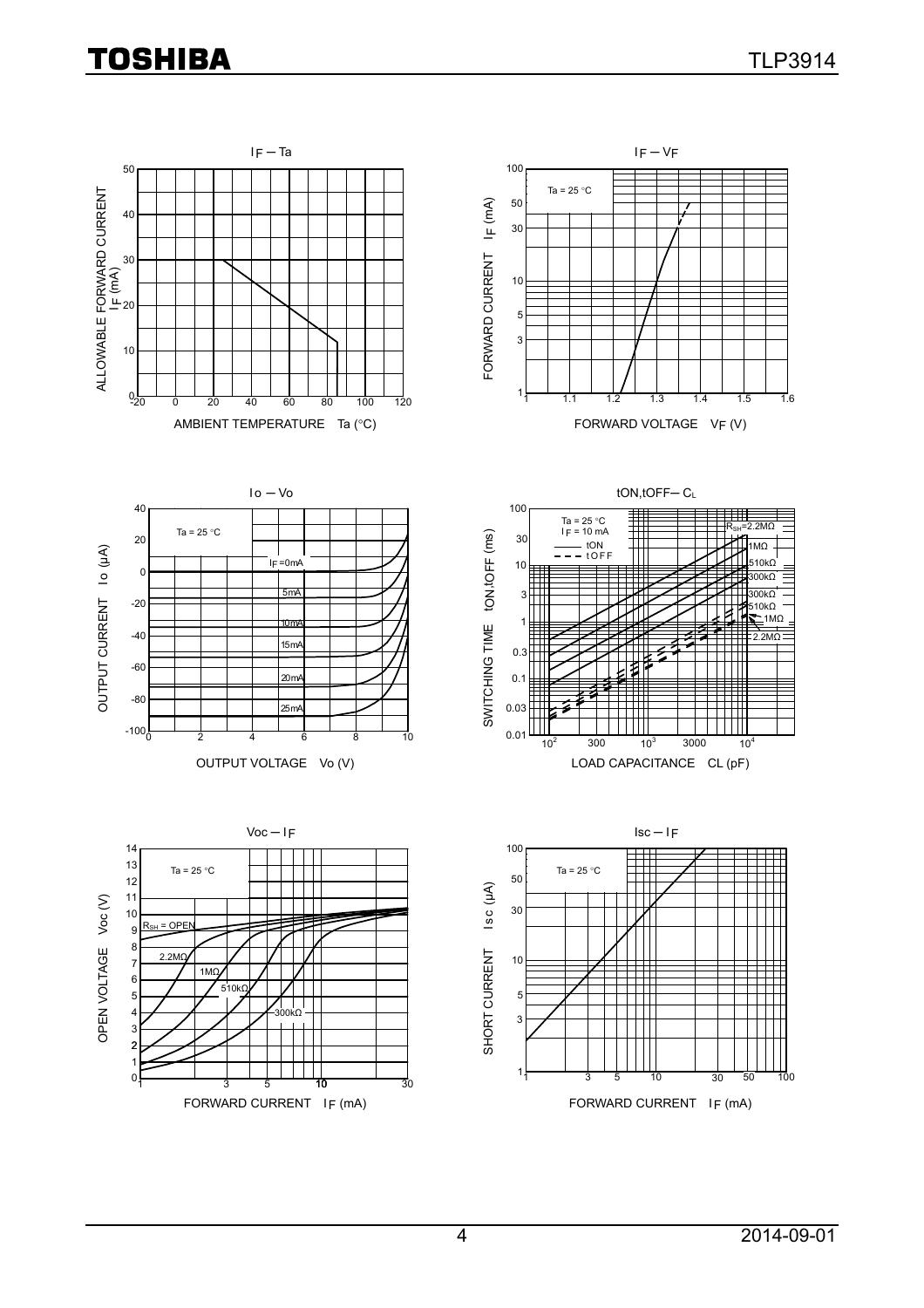$I_F$ – Ta

ALLOWABLE FORWARD CURRENT $I_F$ (mA)

AMBIENT TEMPERATURE Ta (°C)

$I_F$ – $V_F$

Ta = 25 °C

FORWARD CURRENT $I_F$ (mA)

FORWARD VOLTAGE $V_F$ (V)

Io – Vo

Ta = 25 °C

$I_F$ =0mA

5mA

10mA

15mA

20mA

25mA

OUTPUT CURRENT Io (μA)

OUTPUT VOLTAGE Vo (V)

tON,tOFF– $C_L$

Ta = 25 °C
$I_F$ = 10 mA

tON
tOFF

$R_{SH}$=2.2MΩ

1MΩ

510kΩ

300kΩ

300kΩ

510kΩ

1MΩ

2.2MΩ

SWITCHING TIME tON,tOFF (ms)

LOAD CAPACITANCE CL (pF)

Voc – $I_F$

Ta = 25 °C

$R_{SH}$ = OPEN

2.2MΩ

1MΩ

510kΩ

300kΩ

OPEN VOLTAGE Voc (V)

FORWARD CURRENT $I_F$ (mA)

Isc – $I_F$

Ta = 25 °C

SHORT CURRENT Isc (μA)

FORWARD CURRENT $I_F$ (mA)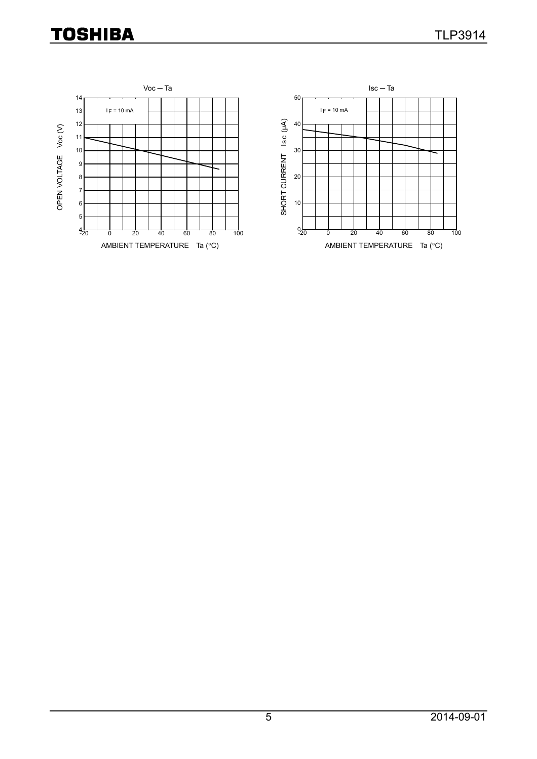Voc — Ta

$I_F$ = 10 mA

OPEN VOLTAGE Voc (V)

AMBIENT TEMPERATURE Ta (°C)

Isc — Ta

$I_F$ = 10 mA

SHORT CURRENT Isc (μA)

AMBIENT TEMPERATURE Ta (°C)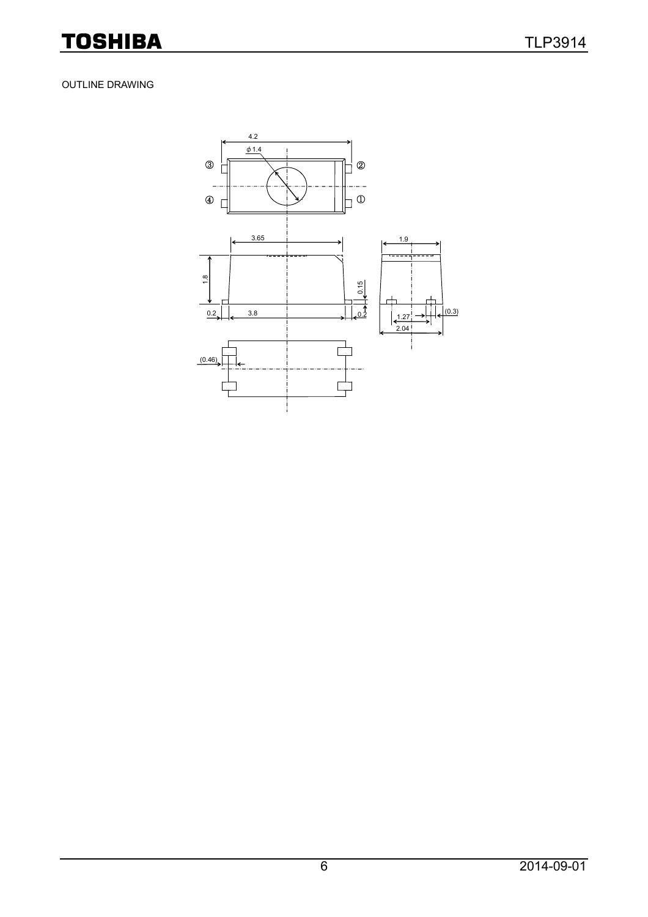OUTLINE DRAWING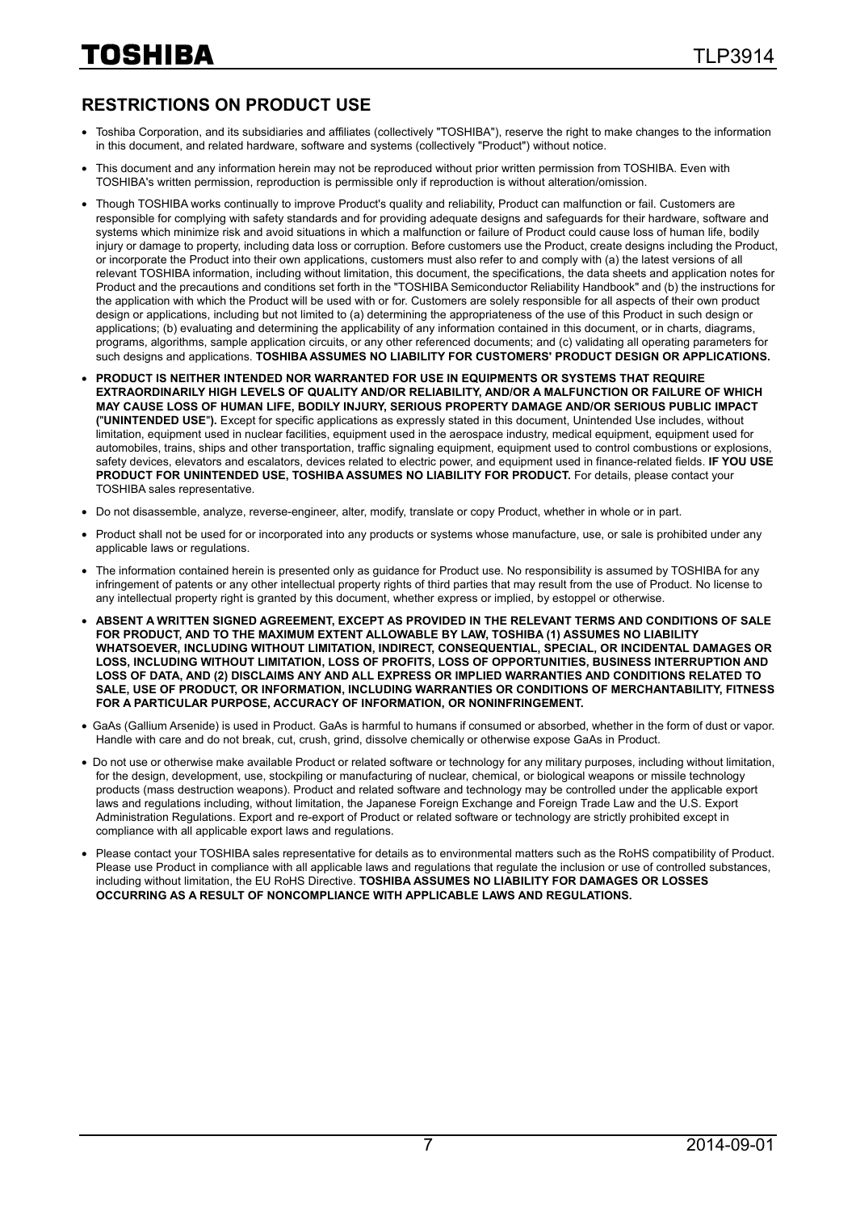## RESTRICTIONS ON PRODUCT USE

- Toshiba Corporation, and its subsidiaries and affiliates (collectively "TOSHIBA"), reserve the right to make changes to the information in this document, and related hardware, software and systems (collectively "Product") without notice.
- This document and any information herein may not be reproduced without prior written permission from TOSHIBA. Even with TOSHIBA's written permission, reproduction is permissible only if reproduction is without alteration/omission.
- Though TOSHIBA works continually to improve Product's quality and reliability, Product can malfunction or fail. Customers are responsible for complying with safety standards and for providing adequate designs and safeguards for their hardware, software and systems which minimize risk and avoid situations in which a malfunction or failure of Product could cause loss of human life, bodily injury or damage to property, including data loss or corruption. Before customers use the Product, create designs including the Product, or incorporate the Product into their own applications, customers must also refer to and comply with (a) the latest versions of all relevant TOSHIBA information, including without limitation, this document, the specifications, the data sheets and application notes for Product and the precautions and conditions set forth in the "TOSHIBA Semiconductor Reliability Handbook" and (b) the instructions for the application with which the Product will be used with or for. Customers are solely responsible for all aspects of their own product design or applications, including but not limited to (a) determining the appropriateness of the use of this Product in such design or applications; (b) evaluating and determining the applicability of any information contained in this document, or in charts, diagrams, programs, algorithms, sample application circuits, or any other referenced documents; and (c) validating all operating parameters for such designs and applications. **TOSHIBA ASSUMES NO LIABILITY FOR CUSTOMERS' PRODUCT DESIGN OR APPLICATIONS.**
- **PRODUCT IS NEITHER INTENDED NOR WARRANTED FOR USE IN EQUIPMENTS OR SYSTEMS THAT REQUIRE EXTRAORDINARILY HIGH LEVELS OF QUALITY AND/OR RELIABILITY, AND/OR A MALFUNCTION OR FAILURE OF WHICH MAY CAUSE LOSS OF HUMAN LIFE, BODILY INJURY, SERIOUS PROPERTY DAMAGE AND/OR SERIOUS PUBLIC IMPACT ("UNINTENDED USE").** Except for specific applications as expressly stated in this document, Unintended Use includes, without limitation, equipment used in nuclear facilities, equipment used in the aerospace industry, medical equipment, equipment used for automobiles, trains, ships and other transportation, traffic signaling equipment, equipment used to control combustions or explosions, safety devices, elevators and escalators, devices related to electric power, and equipment used in finance-related fields. **IF YOU USE PRODUCT FOR UNINTENDED USE, TOSHIBA ASSUMES NO LIABILITY FOR PRODUCT.** For details, please contact your TOSHIBA sales representative.
- Do not disassemble, analyze, reverse-engineer, alter, modify, translate or copy Product, whether in whole or in part.
- Product shall not be used for or incorporated into any products or systems whose manufacture, use, or sale is prohibited under any applicable laws or regulations.
- The information contained herein is presented only as guidance for Product use. No responsibility is assumed by TOSHIBA for any infringement of patents or any other intellectual property rights of third parties that may result from the use of Product. No license to any intellectual property right is granted by this document, whether express or implied, by estoppel or otherwise.
- **ABSENT A WRITTEN SIGNED AGREEMENT, EXCEPT AS PROVIDED IN THE RELEVANT TERMS AND CONDITIONS OF SALE FOR PRODUCT, AND TO THE MAXIMUM EXTENT ALLOWABLE BY LAW, TOSHIBA (1) ASSUMES NO LIABILITY WHATSOEVER, INCLUDING WITHOUT LIMITATION, INDIRECT, CONSEQUENTIAL, SPECIAL, OR INCIDENTAL DAMAGES OR LOSS, INCLUDING WITHOUT LIMITATION, LOSS OF PROFITS, LOSS OF OPPORTUNITIES, BUSINESS INTERRUPTION AND LOSS OF DATA, AND (2) DISCLAIMS ANY AND ALL EXPRESS OR IMPLIED WARRANTIES AND CONDITIONS RELATED TO SALE, USE OF PRODUCT, OR INFORMATION, INCLUDING WARRANTIES OR CONDITIONS OF MERCHANTABILITY, FITNESS FOR A PARTICULAR PURPOSE, ACCURACY OF INFORMATION, OR NONINFRINGEMENT.**
- GaAs (Gallium Arsenide) is used in Product. GaAs is harmful to humans if consumed or absorbed, whether in the form of dust or vapor. Handle with care and do not break, cut, crush, grind, dissolve chemically or otherwise expose GaAs in Product.
- Do not use or otherwise make available Product or related software or technology for any military purposes, including without limitation, for the design, development, use, stockpiling or manufacturing of nuclear, chemical, or biological weapons or missile technology products (mass destruction weapons). Product and related software and technology may be controlled under the applicable export laws and regulations including, without limitation, the Japanese Foreign Exchange and Foreign Trade Law and the U.S. Export Administration Regulations. Export and re-export of Product or related software or technology are strictly prohibited except in compliance with all applicable export laws and regulations.
- Please contact your TOSHIBA sales representative for details as to environmental matters such as the RoHS compatibility of Product. Please use Product in compliance with all applicable laws and regulations that regulate the inclusion or use of controlled substances, including without limitation, the EU RoHS Directive. **TOSHIBA ASSUMES NO LIABILITY FOR DAMAGES OR LOSSES OCCURRING AS A RESULT OF NONCOMPLIANCE WITH APPLICABLE LAWS AND REGULATIONS.**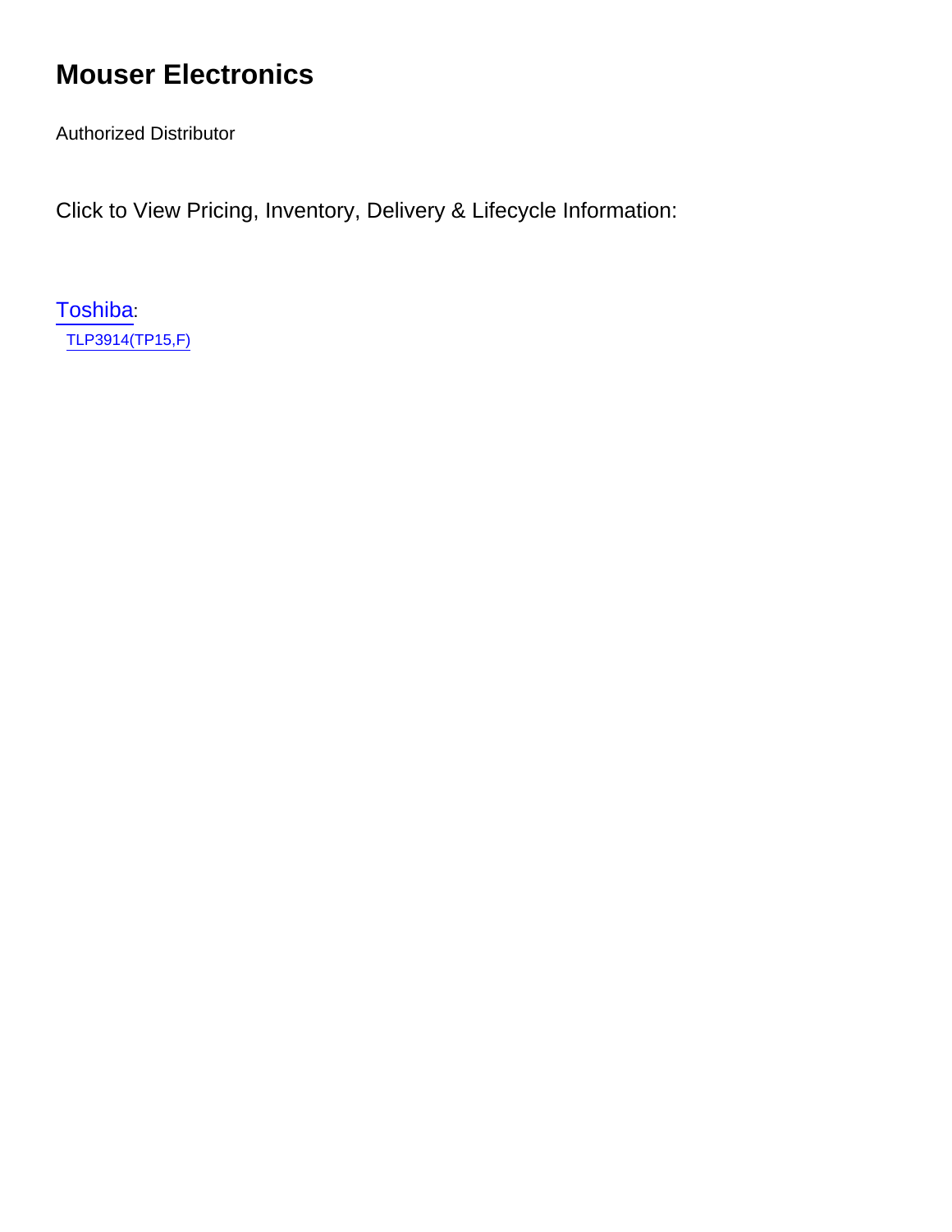# Mouser Electronics

Authorized Distributor

Click to View Pricing, Inventory, Delivery & Lifecycle Information:

Toshiba:

TLP3914(TP15,F)